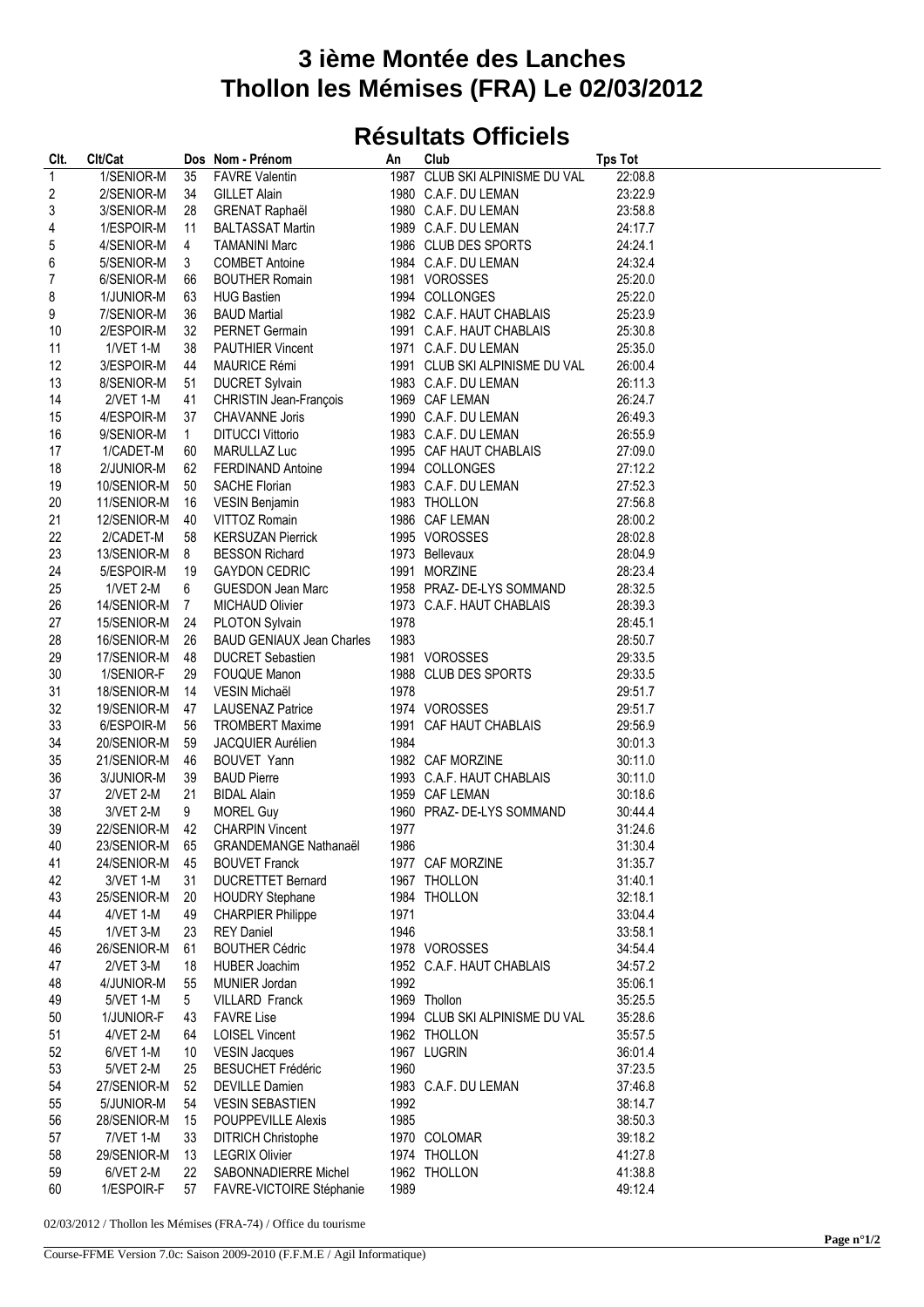# 3 ième Montée des Lanches
# Thollon les Mémises (FRA) Le 02/03/2012

## Résultats Officiels

| Clt. | Clt/Cat | Dos | Nom - Prénom | An | Club | Tps Tot |
|---|---|---|---|---|---|---|
| 1 | 1/SENIOR-M | 35 | FAVRE Valentin | 1987 | CLUB SKI ALPINISME DU VAL | 22:08.8 |
| 2 | 2/SENIOR-M | 34 | GILLET Alain | 1980 | C.A.F. DU LEMAN | 23:22.9 |
| 3 | 3/SENIOR-M | 28 | GRENAT Raphaël | 1980 | C.A.F. DU LEMAN | 23:58.8 |
| 4 | 1/ESPOIR-M | 11 | BALTASSAT Martin | 1989 | C.A.F. DU LEMAN | 24:17.7 |
| 5 | 4/SENIOR-M | 4 | TAMANINI Marc | 1986 | CLUB DES SPORTS | 24:24.1 |
| 6 | 5/SENIOR-M | 3 | COMBET Antoine | 1984 | C.A.F. DU LEMAN | 24:32.4 |
| 7 | 6/SENIOR-M | 66 | BOUTHER Romain | 1981 | VOROSSES | 25:20.0 |
| 8 | 1/JUNIOR-M | 63 | HUG Bastien | 1994 | COLLONGES | 25:22.0 |
| 9 | 7/SENIOR-M | 36 | BAUD Martial | 1982 | C.A.F. HAUT CHABLAIS | 25:23.9 |
| 10 | 2/ESPOIR-M | 32 | PERNET Germain | 1991 | C.A.F. HAUT CHABLAIS | 25:30.8 |
| 11 | 1/VET 1-M | 38 | PAUTHIER Vincent | 1971 | C.A.F. DU LEMAN | 25:35.0 |
| 12 | 3/ESPOIR-M | 44 | MAURICE Rémi | 1991 | CLUB SKI ALPINISME DU VAL | 26:00.4 |
| 13 | 8/SENIOR-M | 51 | DUCRET Sylvain | 1983 | C.A.F. DU LEMAN | 26:11.3 |
| 14 | 2/VET 1-M | 41 | CHRISTIN Jean-François | 1969 | CAF LEMAN | 26:24.7 |
| 15 | 4/ESPOIR-M | 37 | CHAVANNE Joris | 1990 | C.A.F. DU LEMAN | 26:49.3 |
| 16 | 9/SENIOR-M | 1 | DITUCCI Vittorio | 1983 | C.A.F. DU LEMAN | 26:55.9 |
| 17 | 1/CADET-M | 60 | MARULLAZ Luc | 1995 | CAF HAUT CHABLAIS | 27:09.0 |
| 18 | 2/JUNIOR-M | 62 | FERDINAND Antoine | 1994 | COLLONGES | 27:12.2 |
| 19 | 10/SENIOR-M | 50 | SACHE Florian | 1983 | C.A.F. DU LEMAN | 27:52.3 |
| 20 | 11/SENIOR-M | 16 | VESIN Benjamin | 1983 | THOLLON | 27:56.8 |
| 21 | 12/SENIOR-M | 40 | VITTOZ Romain | 1986 | CAF LEMAN | 28:00.2 |
| 22 | 2/CADET-M | 58 | KERSUZAN Pierrick | 1995 | VOROSSES | 28:02.8 |
| 23 | 13/SENIOR-M | 8 | BESSON Richard | 1973 | Bellevaux | 28:04.9 |
| 24 | 5/ESPOIR-M | 19 | GAYDON CEDRIC | 1991 | MORZINE | 28:23.4 |
| 25 | 1/VET 2-M | 6 | GUESDON Jean Marc | 1958 | PRAZ- DE-LYS SOMMAND | 28:32.5 |
| 26 | 14/SENIOR-M | 7 | MICHAUD Olivier | 1973 | C.A.F. HAUT CHABLAIS | 28:39.3 |
| 27 | 15/SENIOR-M | 24 | PLOTON Sylvain | 1978 | | 28:45.1 |
| 28 | 16/SENIOR-M | 26 | BAUD GENIAUX Jean Charles | 1983 | | 28:50.7 |
| 29 | 17/SENIOR-M | 48 | DUCRET Sebastien | 1981 | VOROSSES | 29:33.5 |
| 30 | 1/SENIOR-F | 29 | FOUQUE Manon | 1988 | CLUB DES SPORTS | 29:33.5 |
| 31 | 18/SENIOR-M | 14 | VESIN Michaël | 1978 | | 29:51.7 |
| 32 | 19/SENIOR-M | 47 | LAUSENAZ Patrice | 1974 | VOROSSES | 29:51.7 |
| 33 | 6/ESPOIR-M | 56 | TROMBERT Maxime | 1991 | CAF HAUT CHABLAIS | 29:56.9 |
| 34 | 20/SENIOR-M | 59 | JACQUIER Aurélien | 1984 | | 30:01.3 |
| 35 | 21/SENIOR-M | 46 | BOUVET Yann | 1982 | CAF MORZINE | 30:11.0 |
| 36 | 3/JUNIOR-M | 39 | BAUD Pierre | 1993 | C.A.F. HAUT CHABLAIS | 30:11.0 |
| 37 | 2/VET 2-M | 21 | BIDAL Alain | 1959 | CAF LEMAN | 30:18.6 |
| 38 | 3/VET 2-M | 9 | MOREL Guy | 1960 | PRAZ- DE-LYS SOMMAND | 30:44.4 |
| 39 | 22/SENIOR-M | 42 | CHARPIN Vincent | 1977 | | 31:24.6 |
| 40 | 23/SENIOR-M | 65 | GRANDEMANGE Nathanaël | 1986 | | 31:30.4 |
| 41 | 24/SENIOR-M | 45 | BOUVET Franck | 1977 | CAF MORZINE | 31:35.7 |
| 42 | 3/VET 1-M | 31 | DUCRETTET Bernard | 1967 | THOLLON | 31:40.1 |
| 43 | 25/SENIOR-M | 20 | HOUDRY Stephane | 1984 | THOLLON | 32:18.1 |
| 44 | 4/VET 1-M | 49 | CHARPIER Philippe | 1971 | | 33:04.4 |
| 45 | 1/VET 3-M | 23 | REY Daniel | 1946 | | 33:58.1 |
| 46 | 26/SENIOR-M | 61 | BOUTHER Cédric | 1978 | VOROSSES | 34:54.4 |
| 47 | 2/VET 3-M | 18 | HUBER Joachim | 1952 | C.A.F. HAUT CHABLAIS | 34:57.2 |
| 48 | 4/JUNIOR-M | 55 | MUNIER Jordan | 1992 | | 35:06.1 |
| 49 | 5/VET 1-M | 5 | VILLARD Franck | 1969 | Thollon | 35:25.5 |
| 50 | 1/JUNIOR-F | 43 | FAVRE Lise | 1994 | CLUB SKI ALPINISME DU VAL | 35:28.6 |
| 51 | 4/VET 2-M | 64 | LOISEL Vincent | 1962 | THOLLON | 35:57.5 |
| 52 | 6/VET 1-M | 10 | VESIN Jacques | 1967 | LUGRIN | 36:01.4 |
| 53 | 5/VET 2-M | 25 | BESUCHET Frédéric | 1960 | | 37:23.5 |
| 54 | 27/SENIOR-M | 52 | DEVILLE Damien | 1983 | C.A.F. DU LEMAN | 37:46.8 |
| 55 | 5/JUNIOR-M | 54 | VESIN SEBASTIEN | 1992 | | 38:14.7 |
| 56 | 28/SENIOR-M | 15 | POUPPEVILLE Alexis | 1985 | | 38:50.3 |
| 57 | 7/VET 1-M | 33 | DITRICH Christophe | 1970 | COLOMAR | 39:18.2 |
| 58 | 29/SENIOR-M | 13 | LEGRIX Olivier | 1974 | THOLLON | 41:27.8 |
| 59 | 6/VET 2-M | 22 | SABONNADIERRE Michel | 1962 | THOLLON | 41:38.8 |
| 60 | 1/ESPOIR-F | 57 | FAVRE-VICTOIRE Stéphanie | 1989 | | 49:12.4 |

02/03/2012 / Thollon les Mémises (FRA-74) / Office du tourisme

Course-FFME Version 7.0c: Saison 2009-2010 (F.F.M.E / Agil Informatique)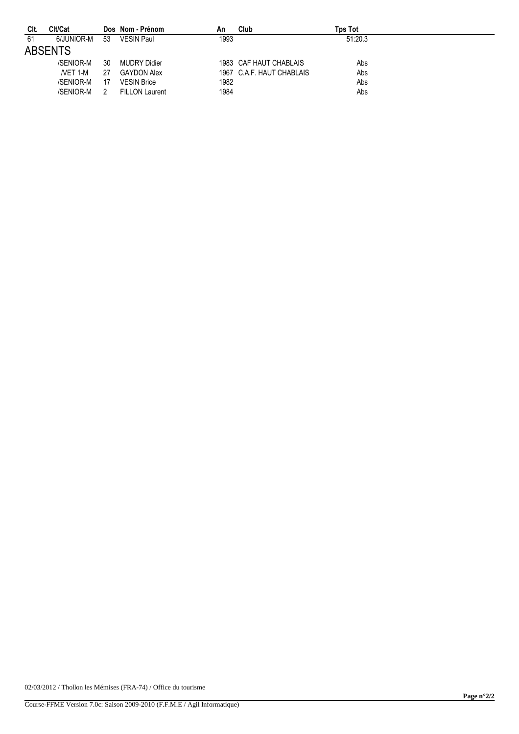| Clt. | Clt/Cat | Dos | Nom - Prénom | An | Club | Tps Tot |
|---|---|---|---|---|---|---|
| 61 | 6/JUNIOR-M | 53 | VESIN Paul | 1993 | | 51:20.3 |

## ABSENTS

| Clt. | Clt/Cat | Dos | Nom - Prénom | An | Club | Tps Tot |
|---|---|---|---|---|---|---|
| | /SENIOR-M | 30 | MUDRY Didier | 1983 | CAF HAUT CHABLAIS | Abs |
| | /VET 1-M | 27 | GAYDON Alex | 1967 | C.A.F. HAUT CHABLAIS | Abs |
| | /SENIOR-M | 17 | VESIN Brice | 1982 | | Abs |
| | /SENIOR-M | 2 | FILLON Laurent | 1984 | | Abs |

02/03/2012 / Thollon les Mémises (FRA-74) / Office du tourisme

Course-FFME Version 7.0c: Saison 2009-2010 (F.F.M.E / Agil Informatique)